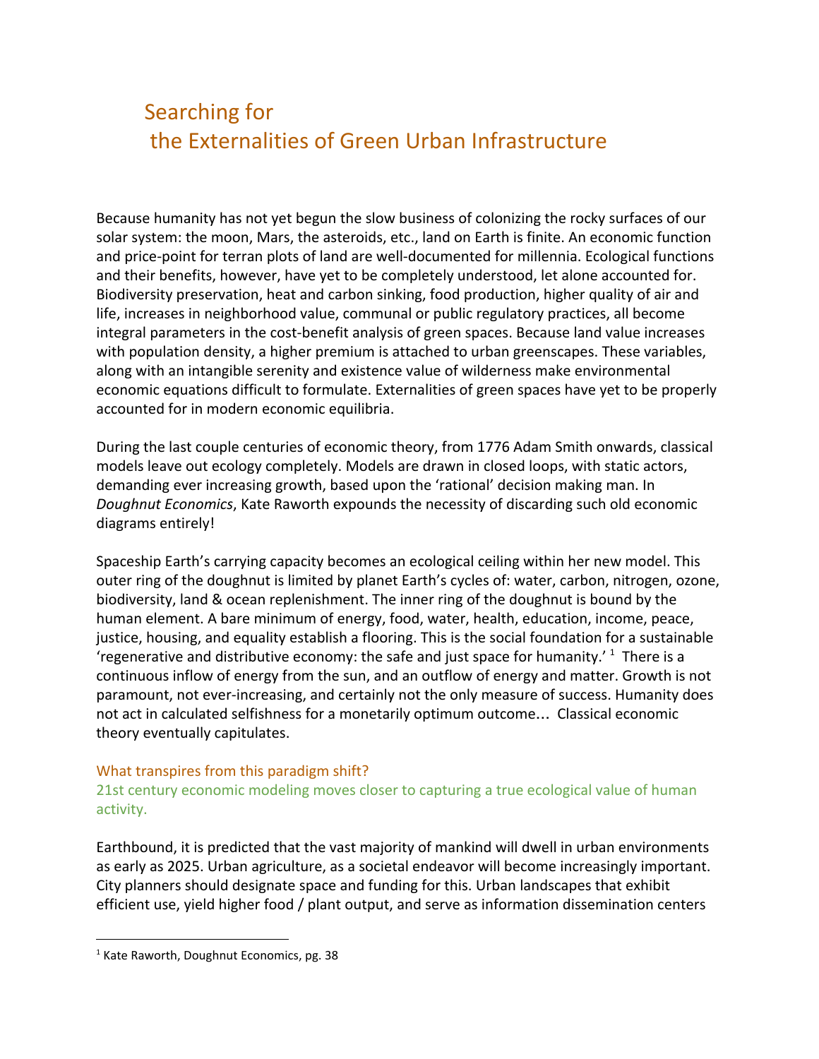# Searching for the Externalities of Green Urban Infrastructure

Because humanity has not yet begun the slow business of colonizing the rocky surfaces of our solar system: the moon, Mars, the asteroids, etc., land on Earth is finite. An economic function and price-point for terran plots of land are well-documented for millennia. Ecological functions and their benefits, however, have yet to be completely understood, let alone accounted for. Biodiversity preservation, heat and carbon sinking, food production, higher quality of air and life, increases in neighborhood value, communal or public regulatory practices, all become integral parameters in the cost-benefit analysis of green spaces. Because land value increases with population density, a higher premium is attached to urban greenscapes. These variables, along with an intangible serenity and existence value of wilderness make environmental economic equations difficult to formulate. Externalities of green spaces have yet to be properly accounted for in modern economic equilibria.

During the last couple centuries of economic theory, from 1776 Adam Smith onwards, classical models leave out ecology completely. Models are drawn in closed loops, with static actors, demanding ever increasing growth, based upon the 'rational' decision making man. In *Doughnut Economics*, Kate Raworth expounds the necessity of discarding such old economic diagrams entirely!

Spaceship Earth's carrying capacity becomes an ecological ceiling within her new model. This outer ring of the doughnut is limited by planet Earth's cycles of: water, carbon, nitrogen, ozone, biodiversity, land & ocean replenishment. The inner ring of the doughnut is bound by the human element. A bare minimum of energy, food, water, health, education, income, peace, justice, housing, and equality establish a flooring. This is the social foundation for a sustainable 'regenerative and distributive economy: the safe and just space for humanity.' [1] There is a continuous inflow of energy from the sun, and an outflow of energy and matter. Growth is not paramount, not ever-increasing, and certainly not the only measure of success. Humanity does not act in calculated selfishness for a monetarily optimum outcome… Classical economic theory eventually capitulates.

### What transpires from this paradigm shift?

### 21st century economic modeling moves closer to capturing a true ecological value of human activity.

Earthbound, it is predicted that the vast majority of mankind will dwell in urban environments as early as 2025. Urban agriculture, as a societal endeavor will become increasingly important. City planners should designate space and funding for this. Urban landscapes that exhibit efficient use, yield higher food / plant output, and serve as information dissemination centers

---

[1] Kate Raworth, Doughnut Economics, pg. 38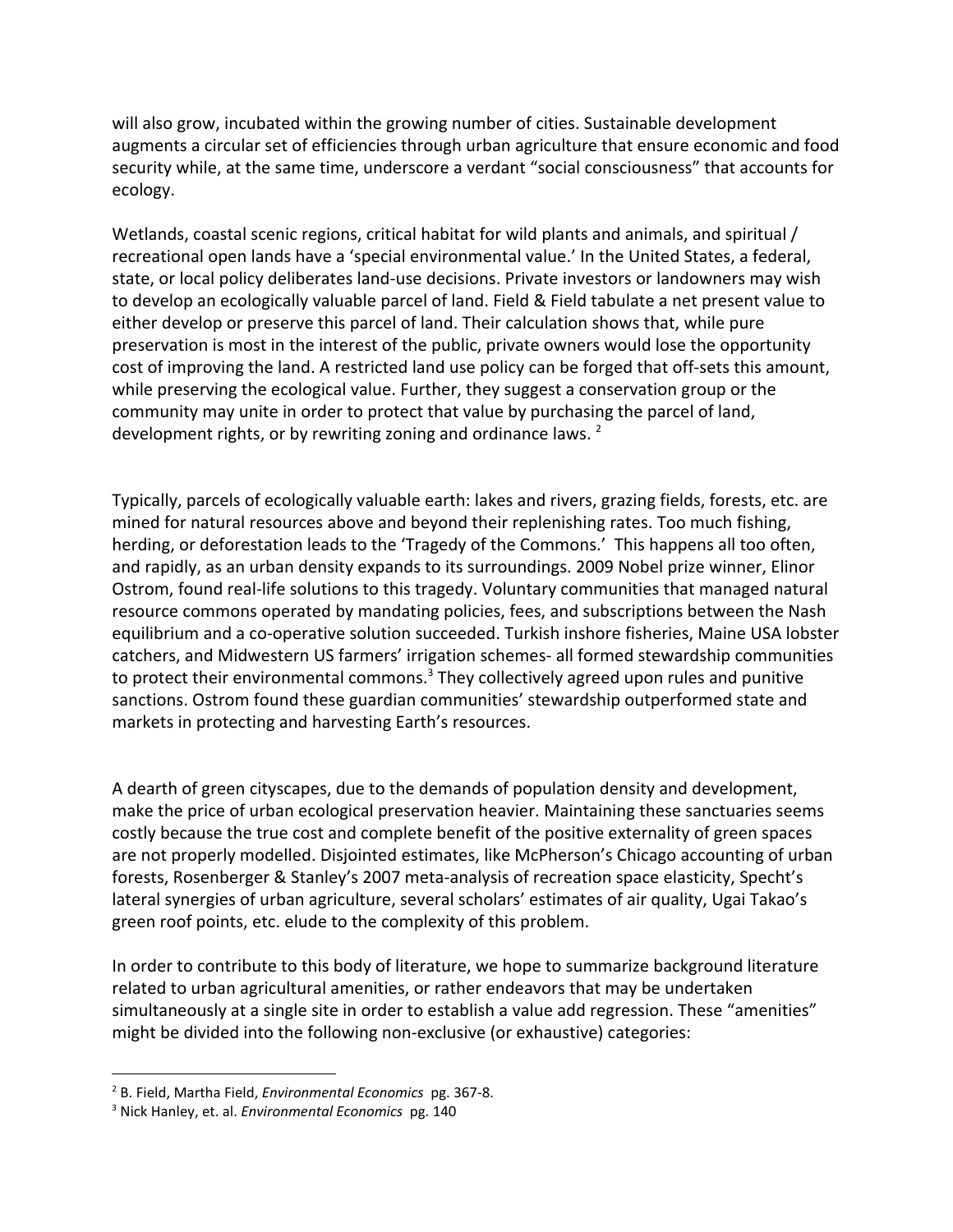will also grow, incubated within the growing number of cities. Sustainable development augments a circular set of efficiencies through urban agriculture that ensure economic and food security while, at the same time, underscore a verdant "social consciousness" that accounts for ecology.

Wetlands, coastal scenic regions, critical habitat for wild plants and animals, and spiritual / recreational open lands have a 'special environmental value.' In the United States, a federal, state, or local policy deliberates land-use decisions. Private investors or landowners may wish to develop an ecologically valuable parcel of land. Field & Field tabulate a net present value to either develop or preserve this parcel of land. Their calculation shows that, while pure preservation is most in the interest of the public, private owners would lose the opportunity cost of improving the land. A restricted land use policy can be forged that off-sets this amount, while preserving the ecological value. Further, they suggest a conservation group or the community may unite in order to protect that value by purchasing the parcel of land, development rights, or by rewriting zoning and ordinance laws. [2]

Typically, parcels of ecologically valuable earth: lakes and rivers, grazing fields, forests, etc. are mined for natural resources above and beyond their replenishing rates. Too much fishing, herding, or deforestation leads to the 'Tragedy of the Commons.' This happens all too often, and rapidly, as an urban density expands to its surroundings. 2009 Nobel prize winner, Elinor Ostrom, found real-life solutions to this tragedy. Voluntary communities that managed natural resource commons operated by mandating policies, fees, and subscriptions between the Nash equilibrium and a co-operative solution succeeded. Turkish inshore fisheries, Maine USA lobster catchers, and Midwestern US farmers' irrigation schemes- all formed stewardship communities to protect their environmental commons.[3] They collectively agreed upon rules and punitive sanctions. Ostrom found these guardian communities' stewardship outperformed state and markets in protecting and harvesting Earth's resources.

A dearth of green cityscapes, due to the demands of population density and development, make the price of urban ecological preservation heavier. Maintaining these sanctuaries seems costly because the true cost and complete benefit of the positive externality of green spaces are not properly modelled. Disjointed estimates, like McPherson's Chicago accounting of urban forests, Rosenberger & Stanley's 2007 meta-analysis of recreation space elasticity, Specht's lateral synergies of urban agriculture, several scholars' estimates of air quality, Ugai Takao's green roof points, etc. elude to the complexity of this problem.

In order to contribute to this body of literature, we hope to summarize background literature related to urban agricultural amenities, or rather endeavors that may be undertaken simultaneously at a single site in order to establish a value add regression. These "amenities" might be divided into the following non-exclusive (or exhaustive) categories:

---

[2] B. Field, Martha Field, *Environmental Economics* pg. 367-8.

[3] Nick Hanley, et. al. *Environmental Economics* pg. 140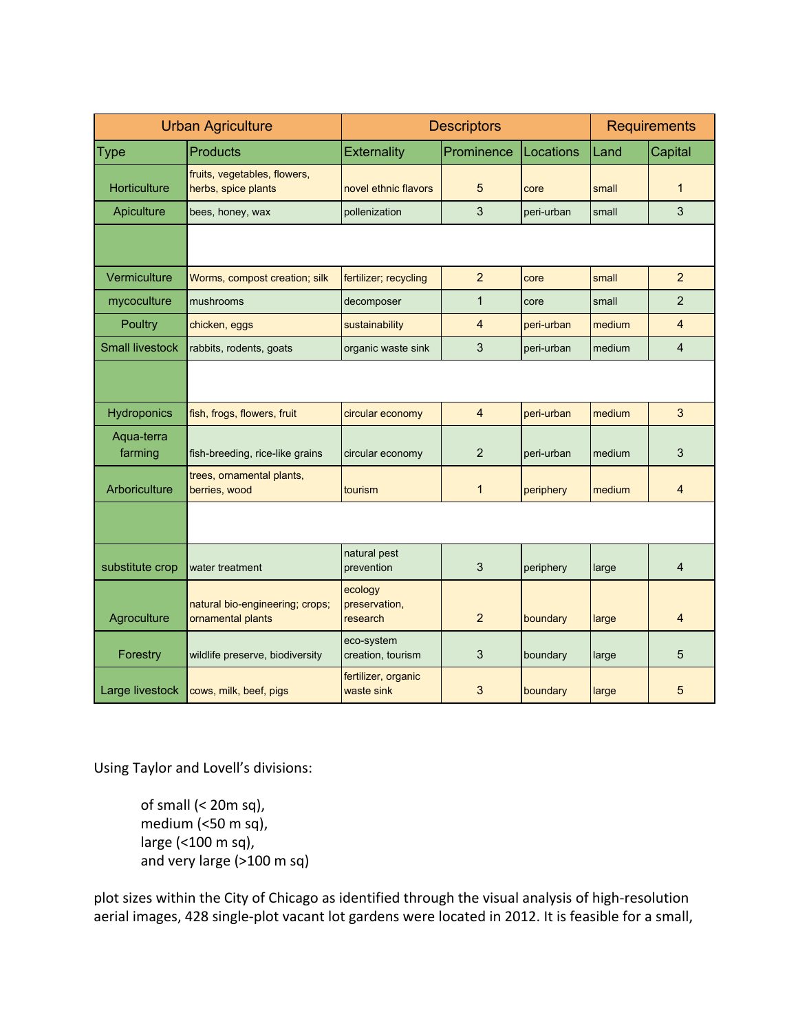| Urban Agriculture | | Descriptors | | | Requirements | |
|---|---|---|---|---|---|---|
| Type | Products | Externality | Prominence | Locations | Land | Capital |
| Horticulture | fruits, vegetables, flowers, herbs, spice plants | novel ethnic flavors | 5 | core | small | 1 |
| Apiculture | bees, honey, wax | pollenization | 3 | peri-urban | small | 3 |
| | | | | | | |
| Vermiculture | Worms, compost creation; silk | fertilizer; recycling | 2 | core | small | 2 |
| mycoculture | mushrooms | decomposer | 1 | core | small | 2 |
| Poultry | chicken, eggs | sustainability | 4 | peri-urban | medium | 4 |
| Small livestock | rabbits, rodents, goats | organic waste sink | 3 | peri-urban | medium | 4 |
| | | | | | | |
| Hydroponics | fish, frogs, flowers, fruit | circular economy | 4 | peri-urban | medium | 3 |
| Aqua-terra farming | fish-breeding, rice-like grains | circular economy | 2 | peri-urban | medium | 3 |
| Arboriculture | trees, ornamental plants, berries, wood | tourism | 1 | periphery | medium | 4 |
| | | | | | | |
| substitute crop | water treatment | natural pest prevention | 3 | periphery | large | 4 |
| Agroculture | natural bio-engineering; crops; ornamental plants | ecology preservation, research | 2 | boundary | large | 4 |
| Forestry | wildlife preserve, biodiversity | eco-system creation, tourism | 3 | boundary | large | 5 |
| Large livestock | cows, milk, beef, pigs | fertilizer, organic waste sink | 3 | boundary | large | 5 |

Using Taylor and Lovell's divisions:

> of small (< 20m sq),
> medium (<50 m sq),
> large (<100 m sq),
> and very large (>100 m sq)

plot sizes within the City of Chicago as identified through the visual analysis of high-resolution aerial images, 428 single-plot vacant lot gardens were located in 2012. It is feasible for a small,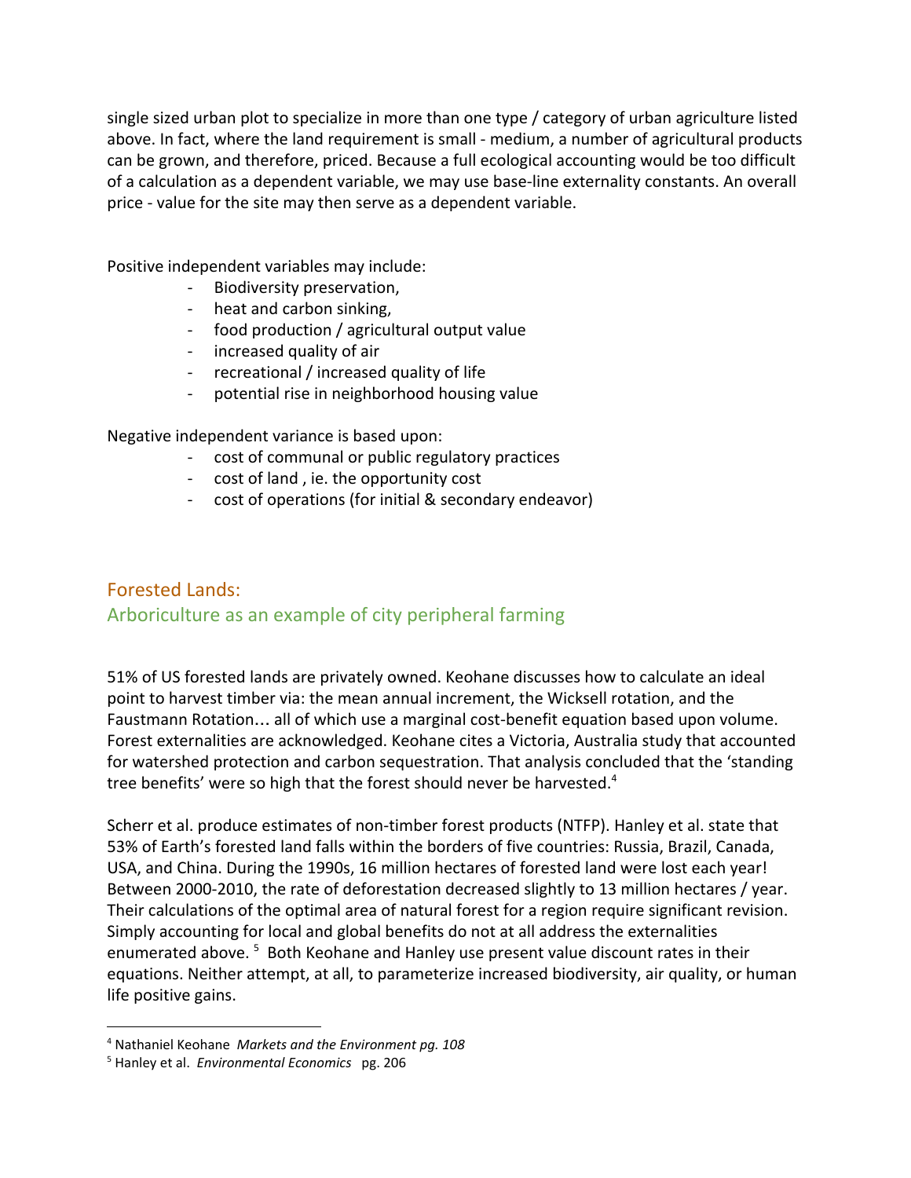single sized urban plot to specialize in more than one type / category of urban agriculture listed above. In fact, where the land requirement is small - medium, a number of agricultural products can be grown, and therefore, priced. Because a full ecological accounting would be too difficult of a calculation as a dependent variable, we may use base-line externality constants. An overall price - value for the site may then serve as a dependent variable.

Positive independent variables may include:

- Biodiversity preservation,
- heat and carbon sinking,
- food production / agricultural output value
- increased quality of air
- recreational / increased quality of life
- potential rise in neighborhood housing value

Negative independent variance is based upon:

- cost of communal or public regulatory practices
- cost of land , ie. the opportunity cost
- cost of operations (for initial & secondary endeavor)

## Forested Lands:

### Arboriculture as an example of city peripheral farming

51% of US forested lands are privately owned. Keohane discusses how to calculate an ideal point to harvest timber via: the mean annual increment, the Wicksell rotation, and the Faustmann Rotation… all of which use a marginal cost-benefit equation based upon volume. Forest externalities are acknowledged. Keohane cites a Victoria, Australia study that accounted for watershed protection and carbon sequestration. That analysis concluded that the 'standing tree benefits' were so high that the forest should never be harvested.[4]

Scherr et al. produce estimates of non-timber forest products (NTFP). Hanley et al. state that 53% of Earth's forested land falls within the borders of five countries: Russia, Brazil, Canada, USA, and China. During the 1990s, 16 million hectares of forested land were lost each year! Between 2000-2010, the rate of deforestation decreased slightly to 13 million hectares / year. Their calculations of the optimal area of natural forest for a region require significant revision. Simply accounting for local and global benefits do not at all address the externalities enumerated above.[5] Both Keohane and Hanley use present value discount rates in their equations. Neither attempt, at all, to parameterize increased biodiversity, air quality, or human life positive gains.

---

[4] Nathaniel Keohane *Markets and the Environment pg. 108*

[5] Hanley et al. *Environmental Economics* pg. 206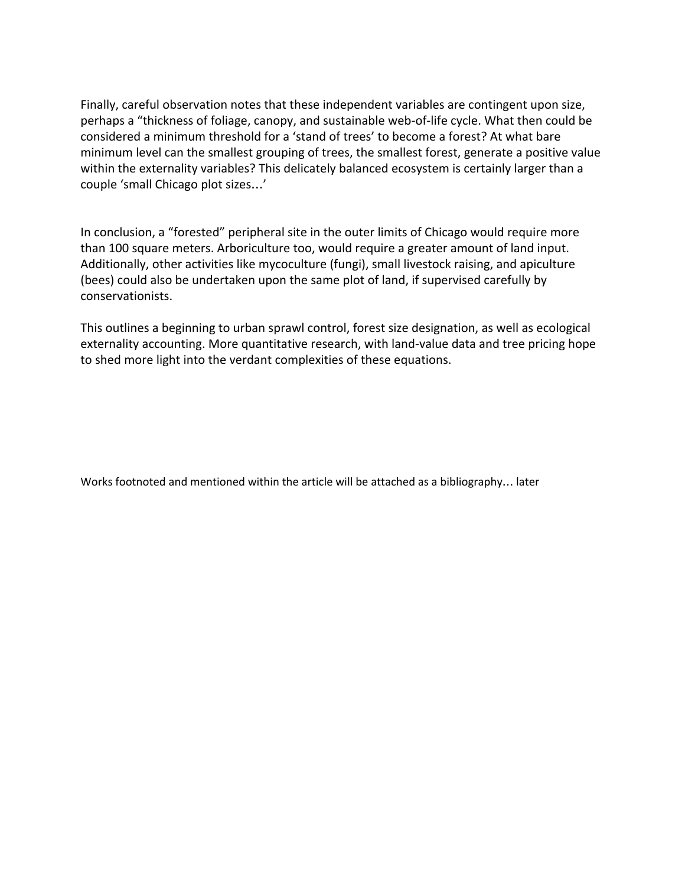Finally, careful observation notes that these independent variables are contingent upon size, perhaps a "thickness of foliage, canopy, and sustainable web-of-life cycle. What then could be considered a minimum threshold for a 'stand of trees' to become a forest? At what bare minimum level can the smallest grouping of trees, the smallest forest, generate a positive value within the externality variables? This delicately balanced ecosystem is certainly larger than a couple 'small Chicago plot sizes…'

In conclusion, a "forested" peripheral site in the outer limits of Chicago would require more than 100 square meters. Arboriculture too, would require a greater amount of land input. Additionally, other activities like mycoculture (fungi), small livestock raising, and apiculture (bees) could also be undertaken upon the same plot of land, if supervised carefully by conservationists.

This outlines a beginning to urban sprawl control, forest size designation, as well as ecological externality accounting. More quantitative research, with land-value data and tree pricing hope to shed more light into the verdant complexities of these equations.

Works footnoted and mentioned within the article will be attached as a bibliography… later